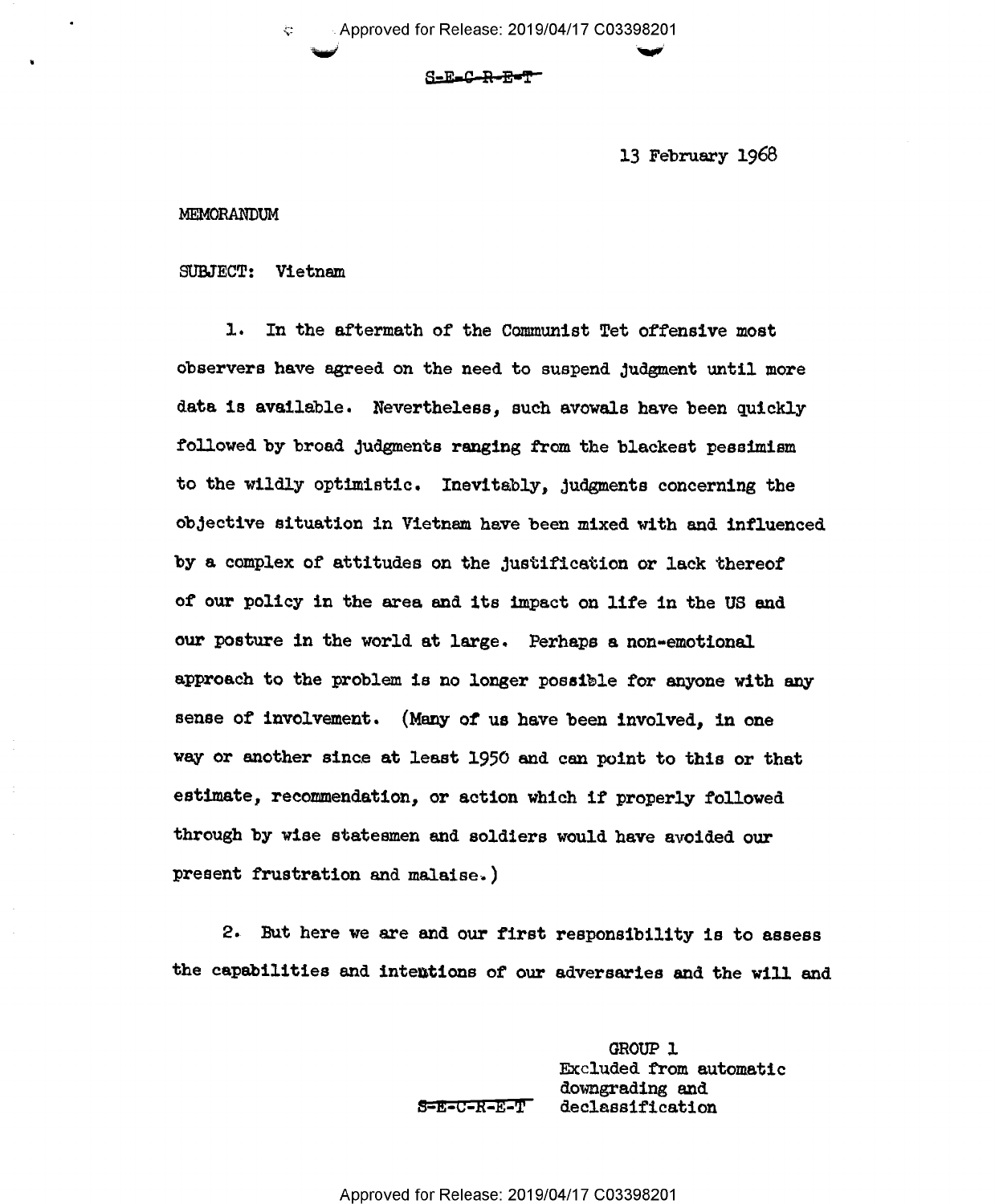S-E-C-R-E-T

13 February 1968

MEMORANDUM

SUBJECT: Vietnam

1. In the aftermath of the Communist Tet offensive most observers have agreed on the need to suspend judgment until more data is available. Nevertheless, such avowals have been quickly followed by broad judgments ranging from the blackest pessimism to the wildly optimistic. Inevitably, judgments concerning the objective situation in Vietnam have been mixed with and influenced by a complex of attitudes on the justification or lack thereof of our policy in the area and its impact on life in the US and our posture in the world at large. Perhaps a non-emotional approach to the problem is no longer possible for anyone with any sense of involvement. (Many of us have been involved, in one way or another since at least 1950 and can point to this or that estimate, recommendation, or action which if properly followed through by wise statesmen and soldiers would have avoided our present frustration and malaise.)

2. But here we are and our first responsibility is to assess the capabilities and intentions of our adversaries and the will and

GROUP 1
Excluded from automatic downgrading and declassification

S-E-C-R-E-T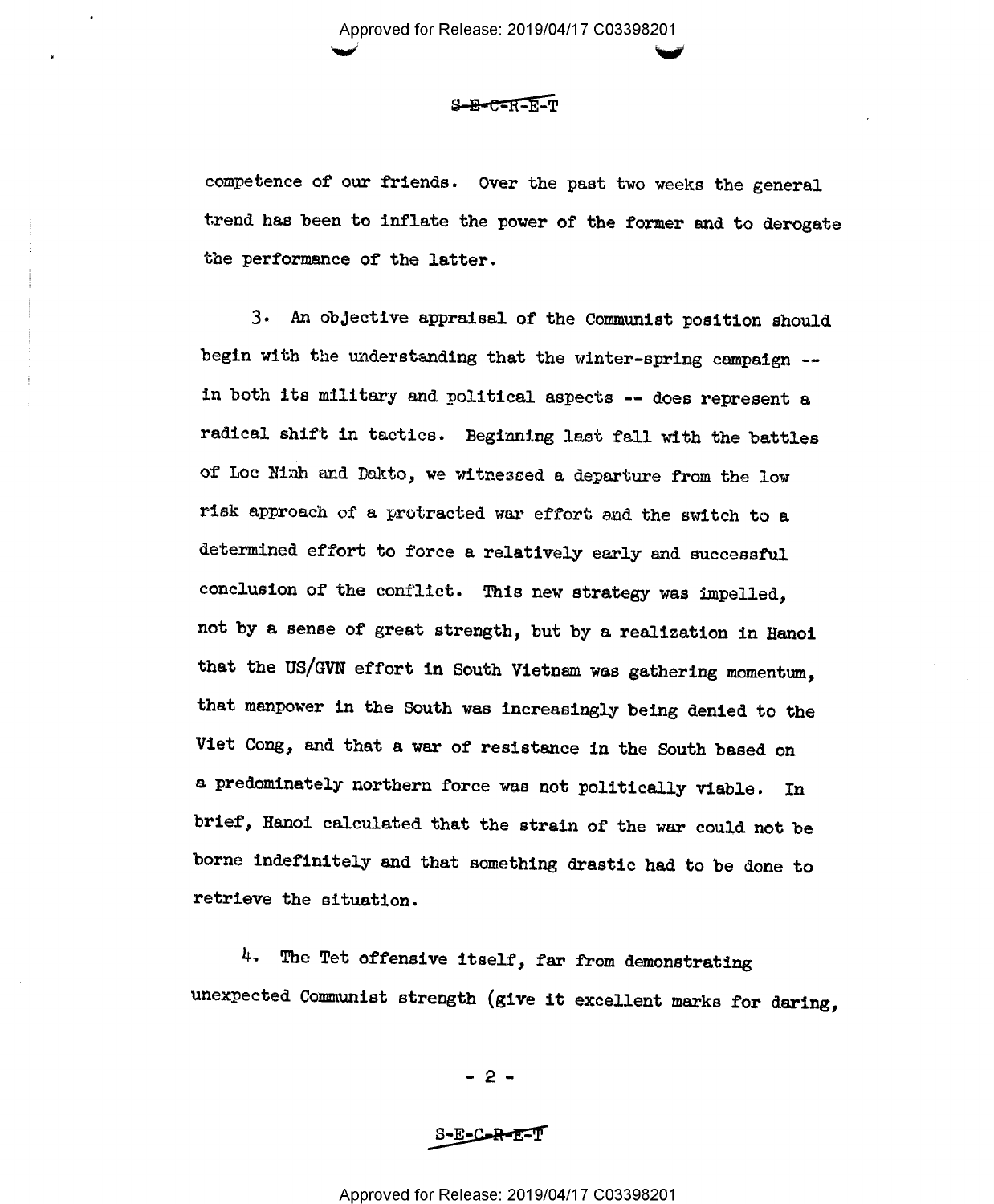competence of our friends. Over the past two weeks the general trend has been to inflate the power of the former and to derogate the performance of the latter.

3. An objective appraisal of the Communist position should begin with the understanding that the winter-spring campaign -- in both its military and political aspects -- does represent a radical shift in tactics. Beginning last fall with the battles of Loc Ninh and Dakto, we witnessed a departure from the low risk approach of a protracted war effort and the switch to a determined effort to force a relatively early and successful conclusion of the conflict. This new strategy was impelled, not by a sense of great strength, but by a realization in Hanoi that the US/GVN effort in South Vietnam was gathering momentum, that manpower in the South was increasingly being denied to the Viet Cong, and that a war of resistance in the South based on a predominately northern force was not politically viable. In brief, Hanoi calculated that the strain of the war could not be borne indefinitely and that something drastic had to be done to retrieve the situation.

4. The Tet offensive itself, far from demonstrating unexpected Communist strength (give it excellent marks for daring,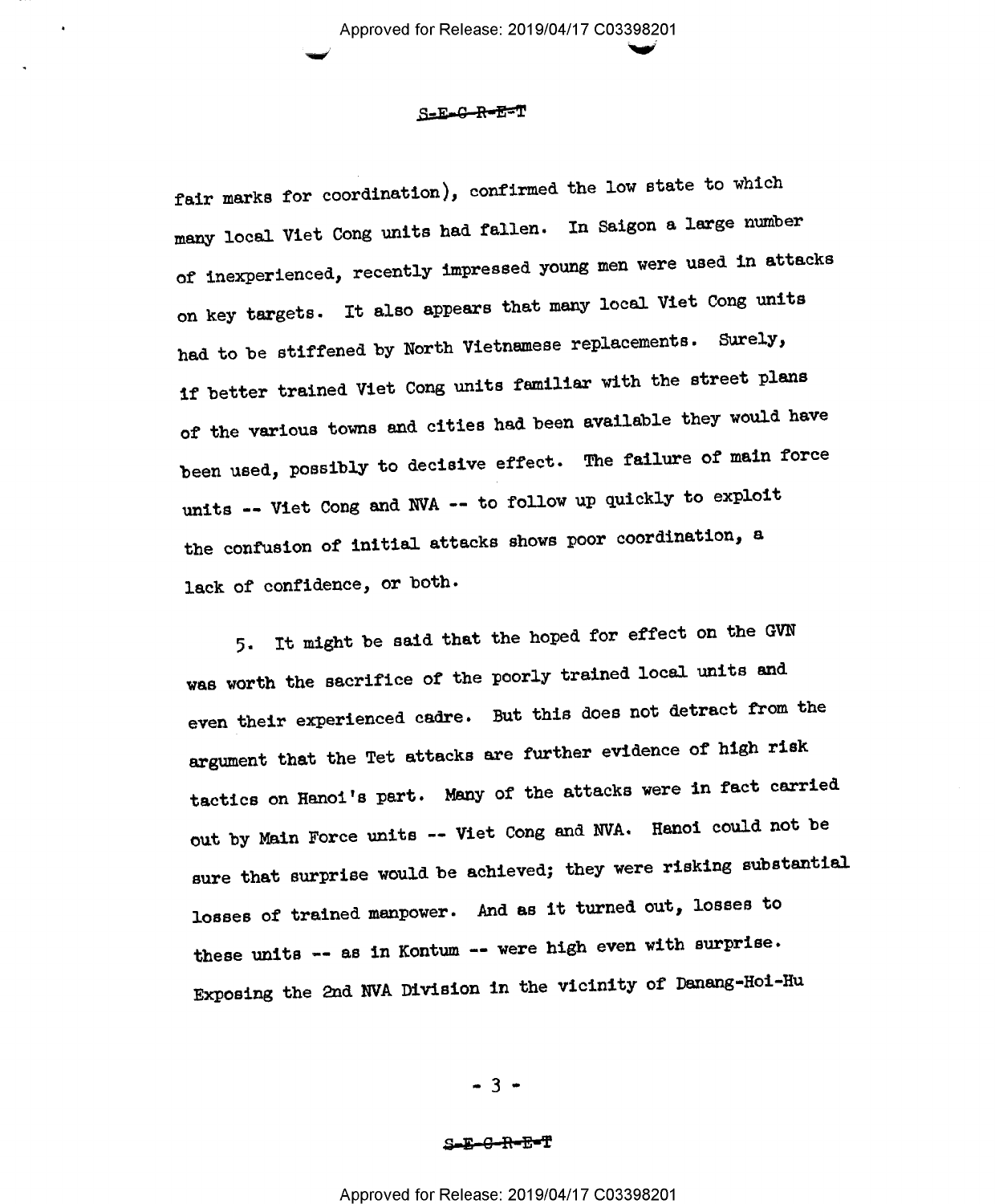fair marks for coordination), confirmed the low state to which many local Viet Cong units had fallen. In Saigon a large number of inexperienced, recently impressed young men were used in attacks on key targets. It also appears that many local Viet Cong units had to be stiffened by North Vietnamese replacements. Surely, if better trained Viet Cong units familiar with the street plans of the various towns and cities had been available they would have been used, possibly to decisive effect. The failure of main force units -- Viet Cong and NVA -- to follow up quickly to exploit the confusion of initial attacks shows poor coordination, a lack of confidence, or both.

5. It might be said that the hoped for effect on the GVN was worth the sacrifice of the poorly trained local units and even their experienced cadre. But this does not detract from the argument that the Tet attacks are further evidence of high risk tactics on Hanoi's part. Many of the attacks were in fact carried out by Main Force units -- Viet Cong and NVA. Hanoi could not be sure that surprise would be achieved; they were risking substantial losses of trained manpower. And as it turned out, losses to these units -- as in Kontum -- were high even with surprise. Exposing the 2nd NVA Division in the vicinity of Danang-Hoi-Hu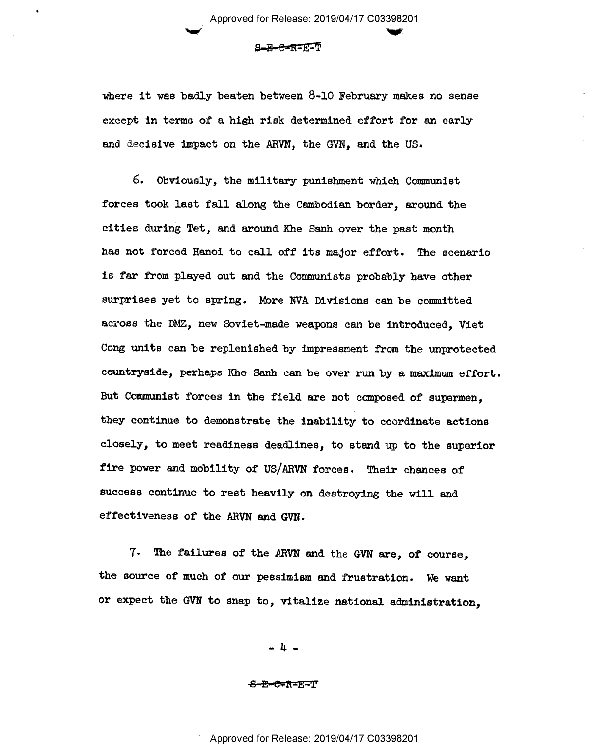where it was badly beaten between 8-10 February makes no sense except in terms of a high risk determined effort for an early and decisive impact on the ARVN, the GVN, and the US.

6. Obviously, the military punishment which Communist forces took last fall along the Cambodian border, around the cities during Tet, and around Khe Sanh over the past month has not forced Hanoi to call off its major effort. The scenario is far from played out and the Communists probably have other surprises yet to spring. More NVA Divisions can be committed across the DMZ, new Soviet-made weapons can be introduced, Viet Cong units can be replenished by impressment from the unprotected countryside, perhaps Khe Sanh can be over run by a maximum effort. But Communist forces in the field are not composed of supermen, they continue to demonstrate the inability to coordinate actions closely, to meet readiness deadlines, to stand up to the superior fire power and mobility of US/ARVN forces. Their chances of success continue to rest heavily on destroying the will and effectiveness of the ARVN and GVN.

7. The failures of the ARVN and the GVN are, of course, the source of much of our pessimism and frustration. We want or expect the GVN to snap to, vitalize national administration,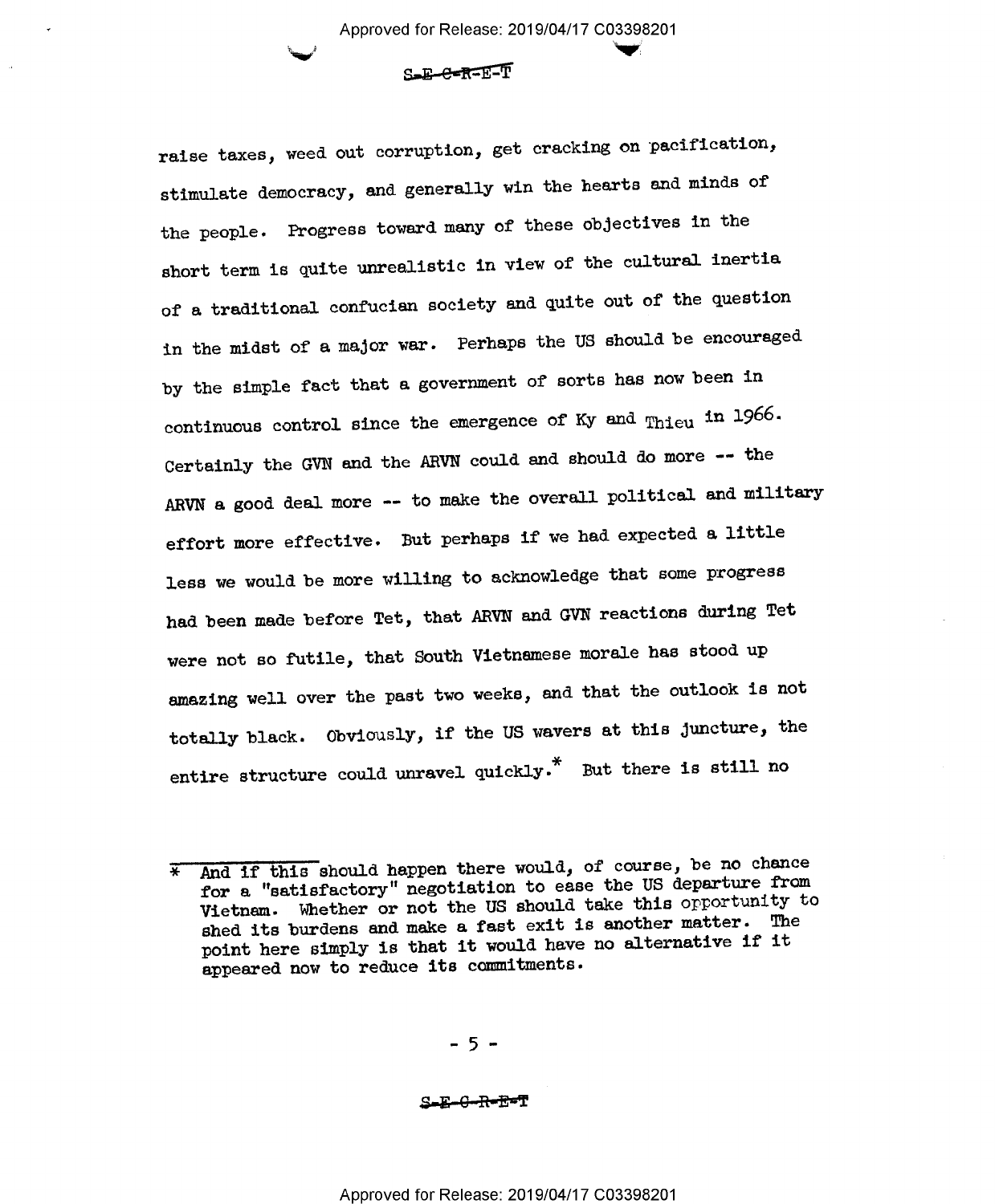raise taxes, weed out corruption, get cracking on pacification, stimulate democracy, and generally win the hearts and minds of the people. Progress toward many of these objectives in the short term is quite unrealistic in view of the cultural inertia of a traditional confucian society and quite out of the question in the midst of a major war. Perhaps the US should be encouraged by the simple fact that a government of sorts has now been in continuous control since the emergence of Ky and Thieu in 1966. Certainly the GVN and the ARVN could and should do more -- the ARVN a good deal more -- to make the overall political and military effort more effective. But perhaps if we had expected a little less we would be more willing to acknowledge that some progress had been made before Tet, that ARVN and GVN reactions during Tet were not so futile, that South Vietnamese morale has stood up amazing well over the past two weeks, and that the outlook is not totally black. Obviously, if the US wavers at this juncture, the entire structure could unravel quickly.* But there is still no

---

* And if this should happen there would, of course, be no chance for a "satisfactory" negotiation to ease the US departure from Vietnam. Whether or not the US should take this opportunity to shed its burdens and make a fast exit is another matter. The point here simply is that it would have no alternative if it appeared now to reduce its commitments.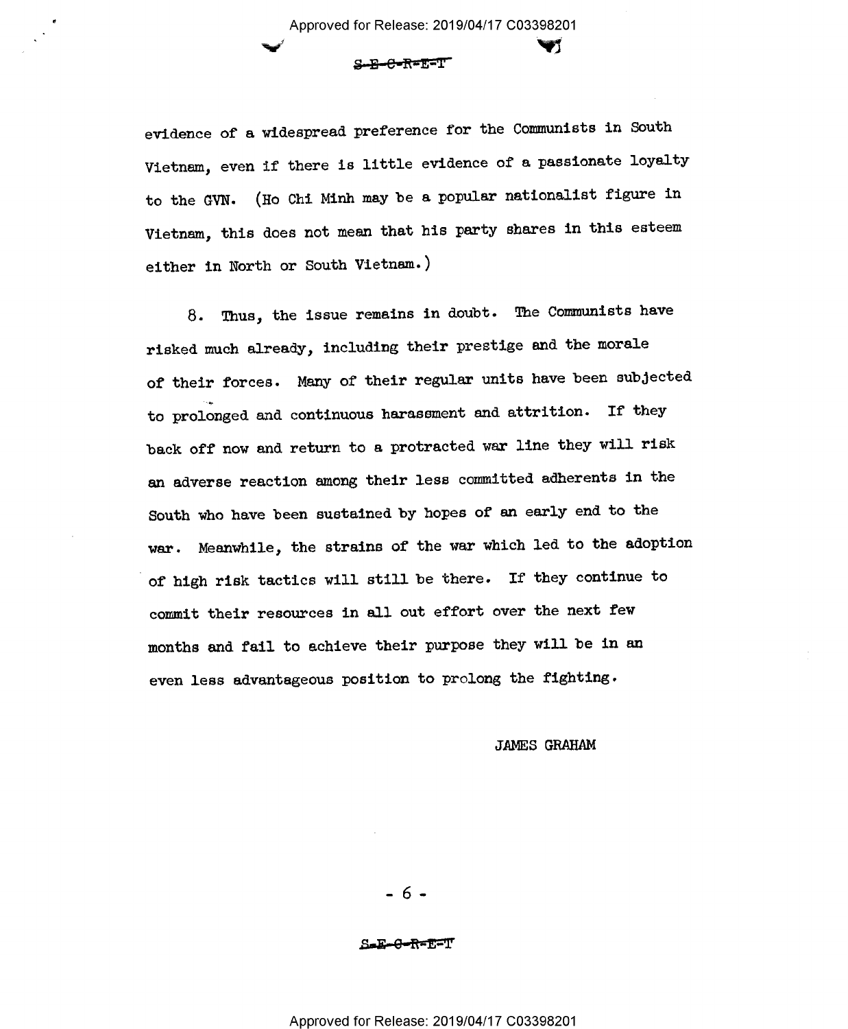evidence of a widespread preference for the Communists in South Vietnam, even if there is little evidence of a passionate loyalty to the GVN. (Ho Chi Minh may be a popular nationalist figure in Vietnam, this does not mean that his party shares in this esteem either in North or South Vietnam.)

8. Thus, the issue remains in doubt. The Communists have risked much already, including their prestige and the morale of their forces. Many of their regular units have been subjected to prolonged and continuous harassment and attrition. If they back off now and return to a protracted war line they will risk an adverse reaction among their less committed adherents in the South who have been sustained by hopes of an early end to the war. Meanwhile, the strains of the war which led to the adoption of high risk tactics will still be there. If they continue to commit their resources in all out effort over the next few months and fail to achieve their purpose they will be in an even less advantageous position to prolong the fighting.

JAMES GRAHAM